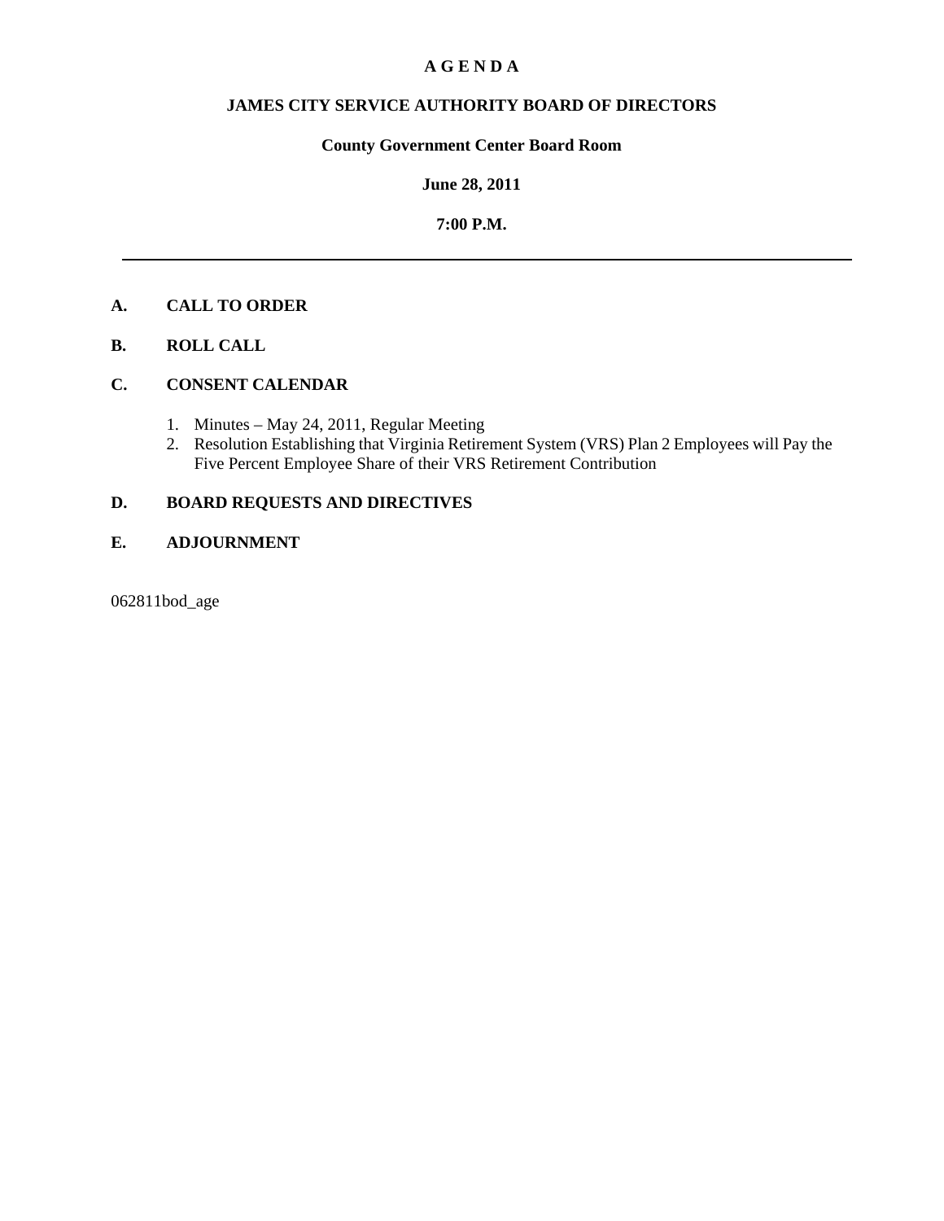# A G E N D A

## JAMES CITY SERVICE AUTHORITY BOARD OF DIRECTORS

**County Government Center Board Room**

**June 28, 2011**

**7:00 P.M.**

---

**A. CALL TO ORDER**

**B. ROLL CALL**

**C. CONSENT CALENDAR**

1. Minutes – May 24, 2011, Regular Meeting
2. Resolution Establishing that Virginia Retirement System (VRS) Plan 2 Employees will Pay the Five Percent Employee Share of their VRS Retirement Contribution

**D. BOARD REQUESTS AND DIRECTIVES**

**E. ADJOURNMENT**

062811bod_age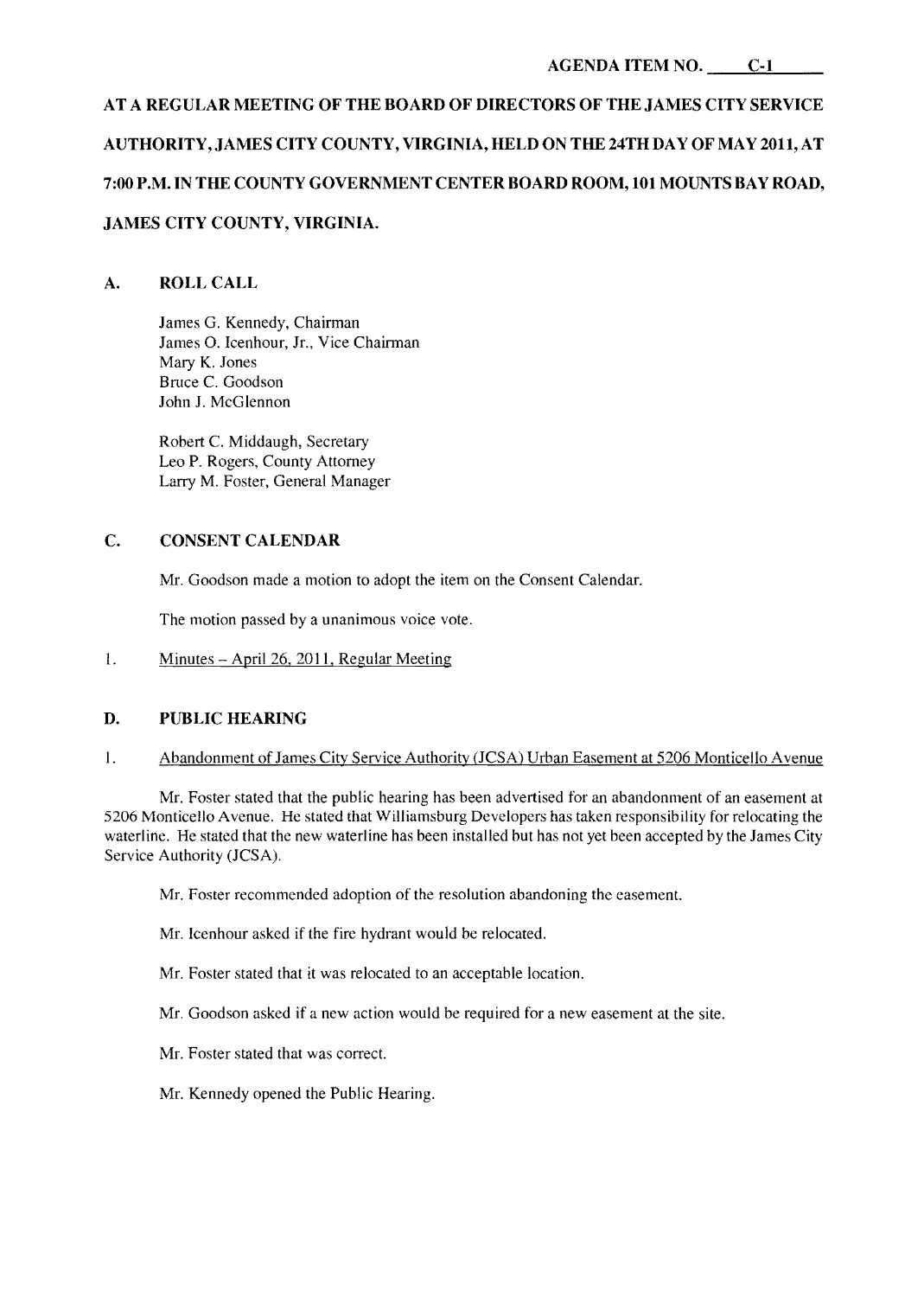AGENDA ITEM NO. C-1

AT A REGULAR MEETING OF THE BOARD OF DIRECTORS OF THE JAMES CITY SERVICE AUTHORITY, JAMES CITY COUNTY, VIRGINIA, HELD ON THE 24TH DAY OF MAY 2011, AT 7:00 P.M. IN THE COUNTY GOVERNMENT CENTER BOARD ROOM, 101 MOUNTS BAY ROAD, JAMES CITY COUNTY, VIRGINIA.

## A. ROLL CALL

James G. Kennedy, Chairman
James O. Icenhour, Jr., Vice Chairman
Mary K. Jones
Bruce C. Goodson
John J. McGlennon

Robert C. Middaugh, Secretary
Leo P. Rogers, County Attorney
Larry M. Foster, General Manager

## C. CONSENT CALENDAR

Mr. Goodson made a motion to adopt the item on the Consent Calendar.

The motion passed by a unanimous voice vote.

1. Minutes – April 26, 2011, Regular Meeting

## D. PUBLIC HEARING

1. Abandonment of James City Service Authority (JCSA) Urban Easement at 5206 Monticello Avenue

Mr. Foster stated that the public hearing has been advertised for an abandonment of an easement at 5206 Monticello Avenue. He stated that Williamsburg Developers has taken responsibility for relocating the waterline. He stated that the new waterline has been installed but has not yet been accepted by the James City Service Authority (JCSA).

Mr. Foster recommended adoption of the resolution abandoning the easement.

Mr. Icenhour asked if the fire hydrant would be relocated.

Mr. Foster stated that it was relocated to an acceptable location.

Mr. Goodson asked if a new action would be required for a new easement at the site.

Mr. Foster stated that was correct.

Mr. Kennedy opened the Public Hearing.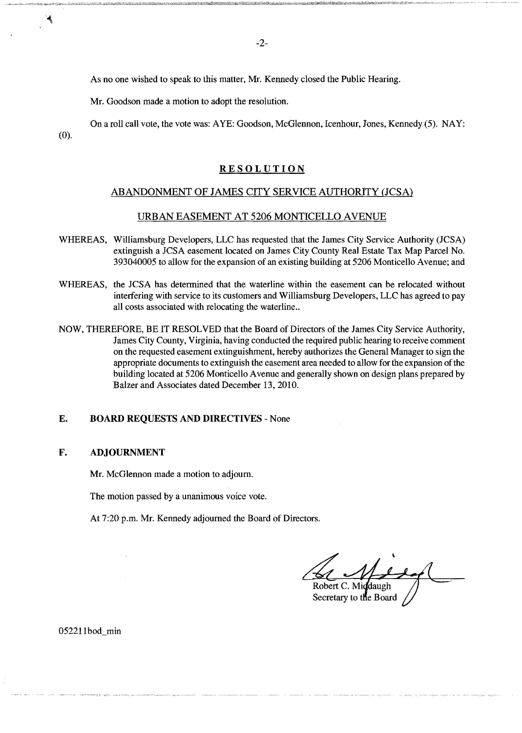As no one wished to speak to this matter, Mr. Kennedy closed the Public Hearing.

Mr. Goodson made a motion to adopt the resolution.

On a roll call vote, the vote was: AYE: Goodson, McGlennon, Icenhour, Jones, Kennedy (5). NAY: (0).

## RESOLUTION

### ABANDONMENT OF JAMES CITY SERVICE AUTHORITY (JCSA)

### URBAN EASEMENT AT 5206 MONTICELLO AVENUE

WHEREAS, Williamsburg Developers, LLC has requested that the James City Service Authority (JCSA) extinguish a JCSA easement located on James City County Real Estate Tax Map Parcel No. 393040005 to allow for the expansion of an existing building at 5206 Monticello Avenue; and

WHEREAS, the JCSA has determined that the waterline within the easement can be relocated without interfering with service to its customers and Williamsburg Developers, LLC has agreed to pay all costs associated with relocating the waterline..

NOW, THEREFORE, BE IT RESOLVED that the Board of Directors of the James City Service Authority, James City County, Virginia, having conducted the required public hearing to receive comment on the requested easement extinguishment, hereby authorizes the General Manager to sign the appropriate documents to extinguish the easement area needed to allow for the expansion of the building located at 5206 Monticello Avenue and generally shown on design plans prepared by Balzer and Associates dated December 13, 2010.

## E. BOARD REQUESTS AND DIRECTIVES - None

## F. ADJOURNMENT

Mr. McGlennon made a motion to adjourn.

The motion passed by a unanimous voice vote.

At 7:20 p.m. Mr. Kennedy adjourned the Board of Directors.

Robert C. Middaugh
Secretary to the Board

052211bod_min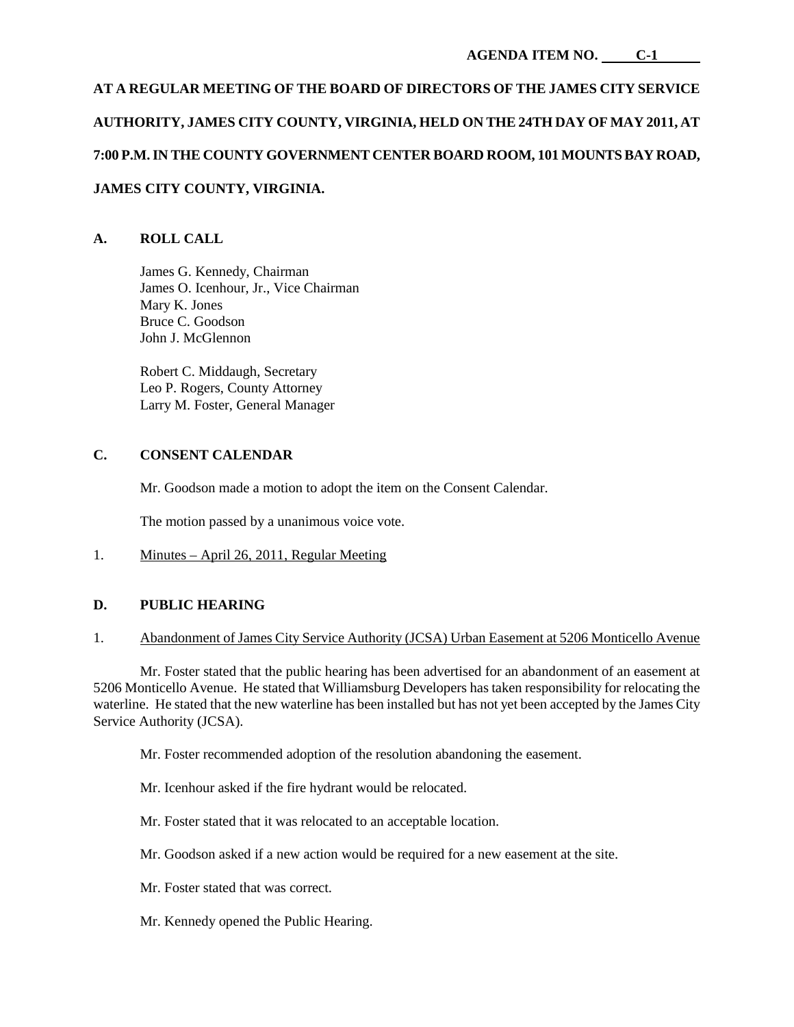**AGENDA ITEM NO. C-1**

**AT A REGULAR MEETING OF THE BOARD OF DIRECTORS OF THE JAMES CITY SERVICE AUTHORITY, JAMES CITY COUNTY, VIRGINIA, HELD ON THE 24TH DAY OF MAY 2011, AT 7:00 P.M. IN THE COUNTY GOVERNMENT CENTER BOARD ROOM, 101 MOUNTS BAY ROAD, JAMES CITY COUNTY, VIRGINIA.**

## A. ROLL CALL

James G. Kennedy, Chairman
James O. Icenhour, Jr., Vice Chairman
Mary K. Jones
Bruce C. Goodson
John J. McGlennon

Robert C. Middaugh, Secretary
Leo P. Rogers, County Attorney
Larry M. Foster, General Manager

## C. CONSENT CALENDAR

Mr. Goodson made a motion to adopt the item on the Consent Calendar.

The motion passed by a unanimous voice vote.

1. Minutes – April 26, 2011, Regular Meeting

## D. PUBLIC HEARING

1. Abandonment of James City Service Authority (JCSA) Urban Easement at 5206 Monticello Avenue

Mr. Foster stated that the public hearing has been advertised for an abandonment of an easement at 5206 Monticello Avenue. He stated that Williamsburg Developers has taken responsibility for relocating the waterline. He stated that the new waterline has been installed but has not yet been accepted by the James City Service Authority (JCSA).

Mr. Foster recommended adoption of the resolution abandoning the easement.

Mr. Icenhour asked if the fire hydrant would be relocated.

Mr. Foster stated that it was relocated to an acceptable location.

Mr. Goodson asked if a new action would be required for a new easement at the site.

Mr. Foster stated that was correct.

Mr. Kennedy opened the Public Hearing.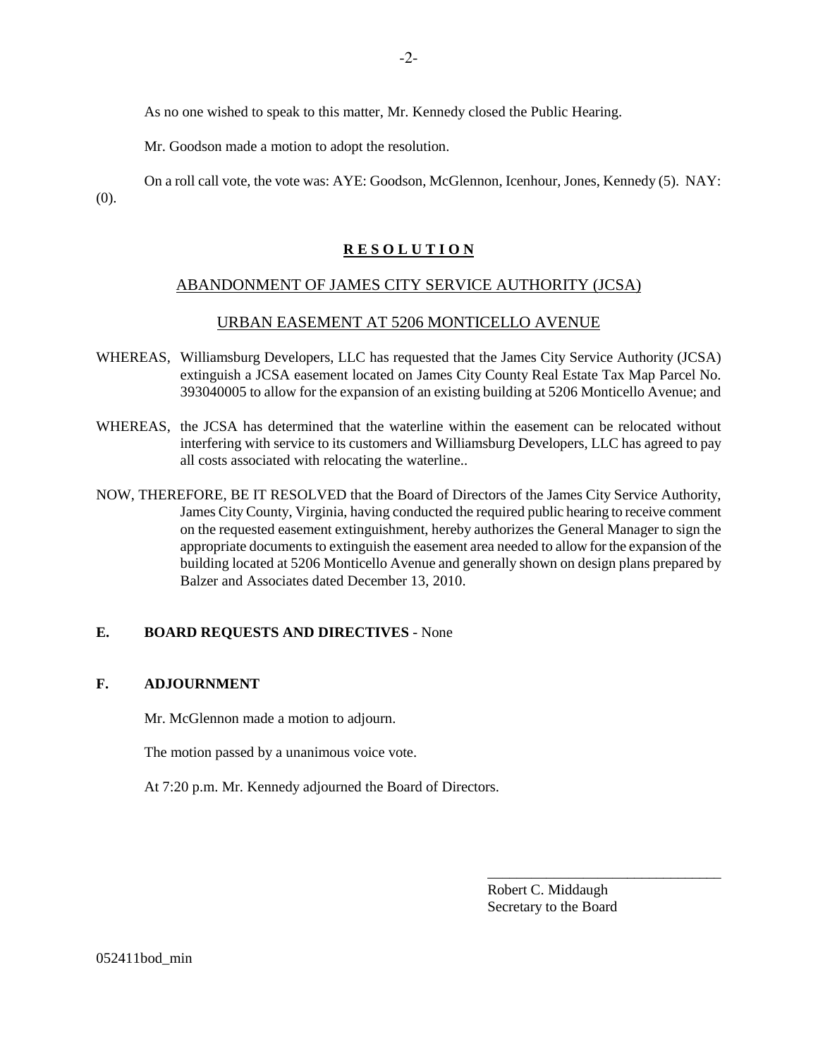As no one wished to speak to this matter, Mr. Kennedy closed the Public Hearing.

Mr. Goodson made a motion to adopt the resolution.

On a roll call vote, the vote was: AYE: Goodson, McGlennon, Icenhour, Jones, Kennedy (5). NAY: (0).

**R E S O L U T I O N**

ABANDONMENT OF JAMES CITY SERVICE AUTHORITY (JCSA)

URBAN EASEMENT AT 5206 MONTICELLO AVENUE

WHEREAS, Williamsburg Developers, LLC has requested that the James City Service Authority (JCSA) extinguish a JCSA easement located on James City County Real Estate Tax Map Parcel No. 393040005 to allow for the expansion of an existing building at 5206 Monticello Avenue; and

WHEREAS, the JCSA has determined that the waterline within the easement can be relocated without interfering with service to its customers and Williamsburg Developers, LLC has agreed to pay all costs associated with relocating the waterline..

NOW, THEREFORE, BE IT RESOLVED that the Board of Directors of the James City Service Authority, James City County, Virginia, having conducted the required public hearing to receive comment on the requested easement extinguishment, hereby authorizes the General Manager to sign the appropriate documents to extinguish the easement area needed to allow for the expansion of the building located at 5206 Monticello Avenue and generally shown on design plans prepared by Balzer and Associates dated December 13, 2010.

**E. BOARD REQUESTS AND DIRECTIVES** - None

**F. ADJOURNMENT**

Mr. McGlennon made a motion to adjourn.

The motion passed by a unanimous voice vote.

At 7:20 p.m. Mr. Kennedy adjourned the Board of Directors.

________________________________
Robert C. Middaugh
Secretary to the Board

052411bod_min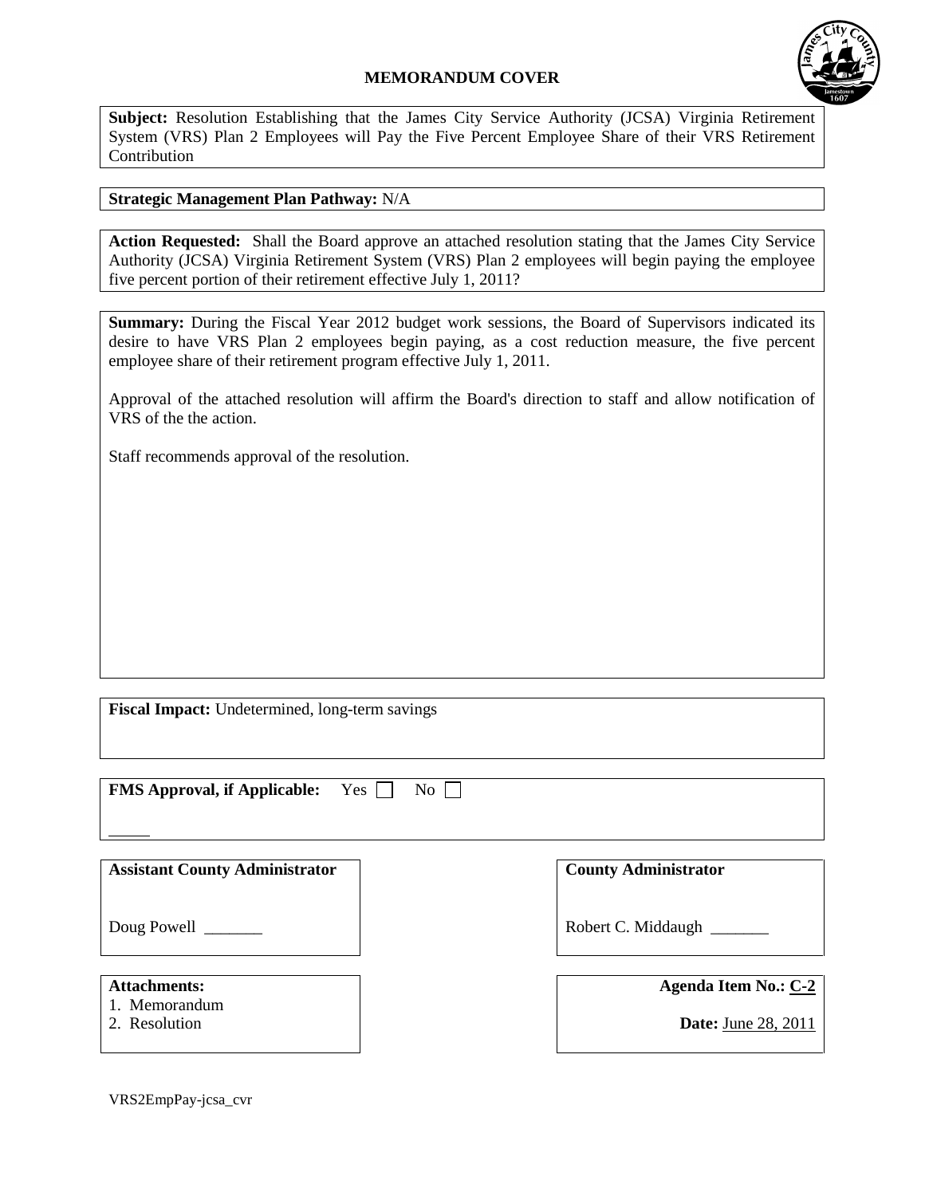# MEMORANDUM COVER

**Subject:** Resolution Establishing that the James City Service Authority (JCSA) Virginia Retirement System (VRS) Plan 2 Employees will Pay the Five Percent Employee Share of their VRS Retirement Contribution

**Strategic Management Plan Pathway:** N/A

**Action Requested:** Shall the Board approve an attached resolution stating that the James City Service Authority (JCSA) Virginia Retirement System (VRS) Plan 2 employees will begin paying the employee five percent portion of their retirement effective July 1, 2011?

**Summary:** During the Fiscal Year 2012 budget work sessions, the Board of Supervisors indicated its desire to have VRS Plan 2 employees begin paying, as a cost reduction measure, the five percent employee share of their retirement program effective July 1, 2011.

Approval of the attached resolution will affirm the Board's direction to staff and allow notification of VRS of the the action.

Staff recommends approval of the resolution.

**Fiscal Impact:** Undetermined, long-term savings

**FMS Approval, if Applicable:** Yes ☐ No ☐

_____

**Assistant County Administrator**

Doug Powell _______

**County Administrator**

Robert C. Middaugh _______

**Attachments:**
1. Memorandum
2. Resolution

**Agenda Item No.:** C-2

**Date:** June 28, 2011

VRS2EmpPay-jcsa_cvr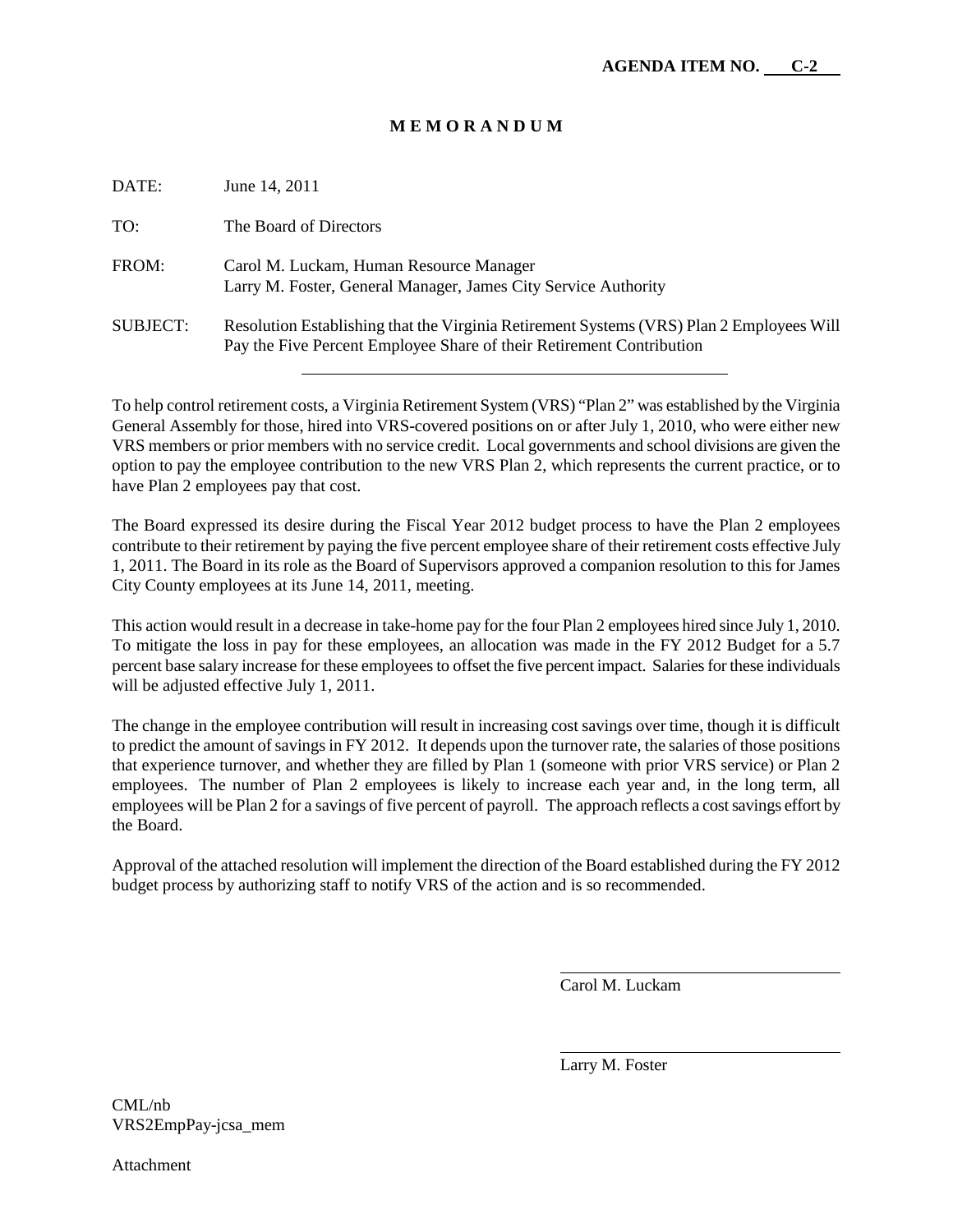**AGENDA ITEM NO. C-2**

# M E M O R A N D U M

DATE: June 14, 2011

TO: The Board of Directors

FROM: Carol M. Luckam, Human Resource Manager
Larry M. Foster, General Manager, James City Service Authority

SUBJECT: Resolution Establishing that the Virginia Retirement Systems (VRS) Plan 2 Employees Will Pay the Five Percent Employee Share of their Retirement Contribution

---

To help control retirement costs, a Virginia Retirement System (VRS) "Plan 2" was established by the Virginia General Assembly for those, hired into VRS-covered positions on or after July 1, 2010, who were either new VRS members or prior members with no service credit. Local governments and school divisions are given the option to pay the employee contribution to the new VRS Plan 2, which represents the current practice, or to have Plan 2 employees pay that cost.

The Board expressed its desire during the Fiscal Year 2012 budget process to have the Plan 2 employees contribute to their retirement by paying the five percent employee share of their retirement costs effective July 1, 2011. The Board in its role as the Board of Supervisors approved a companion resolution to this for James City County employees at its June 14, 2011, meeting.

This action would result in a decrease in take-home pay for the four Plan 2 employees hired since July 1, 2010. To mitigate the loss in pay for these employees, an allocation was made in the FY 2012 Budget for a 5.7 percent base salary increase for these employees to offset the five percent impact. Salaries for these individuals will be adjusted effective July 1, 2011.

The change in the employee contribution will result in increasing cost savings over time, though it is difficult to predict the amount of savings in FY 2012. It depends upon the turnover rate, the salaries of those positions that experience turnover, and whether they are filled by Plan 1 (someone with prior VRS service) or Plan 2 employees. The number of Plan 2 employees is likely to increase each year and, in the long term, all employees will be Plan 2 for a savings of five percent of payroll. The approach reflects a cost savings effort by the Board.

Approval of the attached resolution will implement the direction of the Board established during the FY 2012 budget process by authorizing staff to notify VRS of the action and is so recommended.

Carol M. Luckam

Larry M. Foster

CML/nb
VRS2EmpPay-jcsa_mem

Attachment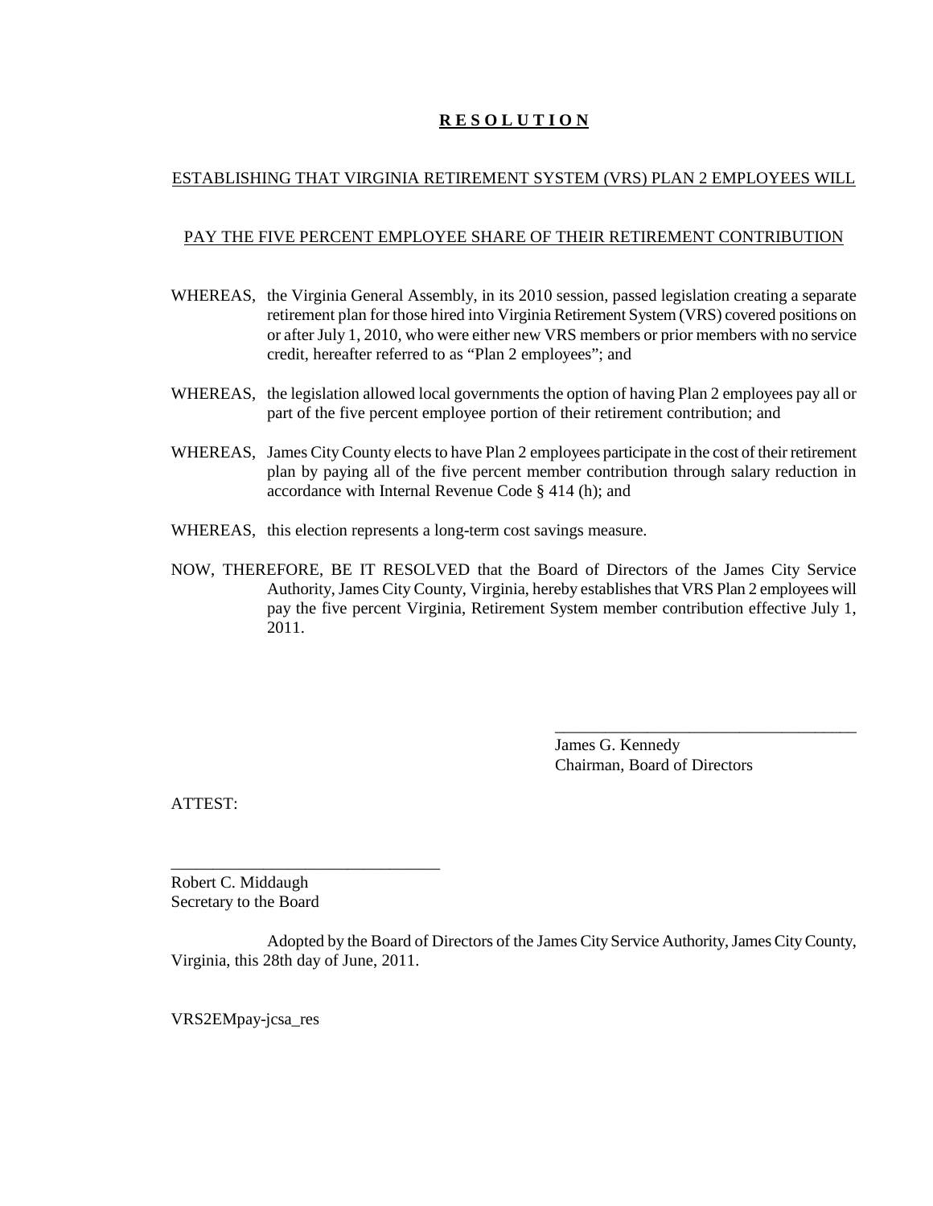# **R E S O L U T I O N**

ESTABLISHING THAT VIRGINIA RETIREMENT SYSTEM (VRS) PLAN 2 EMPLOYEES WILL

PAY THE FIVE PERCENT EMPLOYEE SHARE OF THEIR RETIREMENT CONTRIBUTION

WHEREAS, the Virginia General Assembly, in its 2010 session, passed legislation creating a separate retirement plan for those hired into Virginia Retirement System (VRS) covered positions on or after July 1, 2010, who were either new VRS members or prior members with no service credit, hereafter referred to as "Plan 2 employees"; and

WHEREAS, the legislation allowed local governments the option of having Plan 2 employees pay all or part of the five percent employee portion of their retirement contribution; and

WHEREAS, James City County elects to have Plan 2 employees participate in the cost of their retirement plan by paying all of the five percent member contribution through salary reduction in accordance with Internal Revenue Code § 414 (h); and

WHEREAS, this election represents a long-term cost savings measure.

NOW, THEREFORE, BE IT RESOLVED that the Board of Directors of the James City Service Authority, James City County, Virginia, hereby establishes that VRS Plan 2 employees will pay the five percent Virginia, Retirement System member contribution effective July 1, 2011.

\_\_\_\_\_\_\_\_\_\_\_\_\_\_\_\_\_\_\_\_\_\_\_\_\_\_\_\_\_\_\_\_\_\_\_\_\_\_
James G. Kennedy
Chairman, Board of Directors

ATTEST:

\_\_\_\_\_\_\_\_\_\_\_\_\_\_\_\_\_\_\_\_\_\_\_\_\_\_\_\_\_\_\_\_\_\_
Robert C. Middaugh
Secretary to the Board

Adopted by the Board of Directors of the James City Service Authority, James City County, Virginia, this 28th day of June, 2011.

VRS2EMpay-jcsa_res